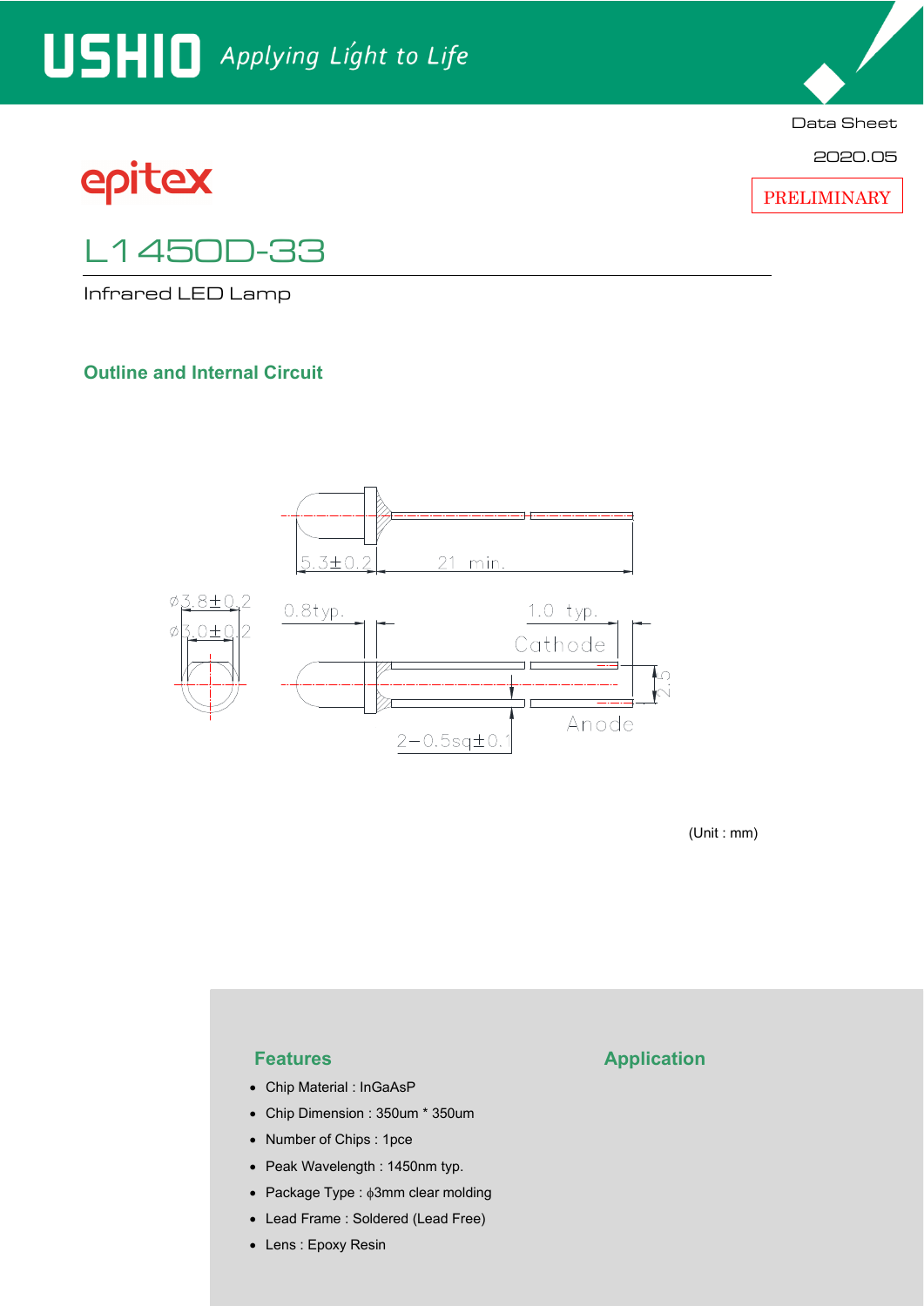USHIO *Applying Light to Life*

Data Sheet

2020.05

epitex

PRELIMINARY

# L1450D-33

Infrared LED Lamp

## Outline and Internal Circuit

5.3±0.2

21 min.

ø3.8±0.2

ø3.0±0.2

0.8typ.

1.0 typ.

Cathode

2.5

Anode

2−0.5sq±0.1

(Unit : mm)

## Features

- Chip Material : InGaAsP
- Chip Dimension : 350um * 350um
- Number of Chips : 1pce
- Peak Wavelength : 1450nm typ.
- Package Type : ϕ3mm clear molding
- Lead Frame : Soldered (Lead Free)
- Lens : Epoxy Resin

## Application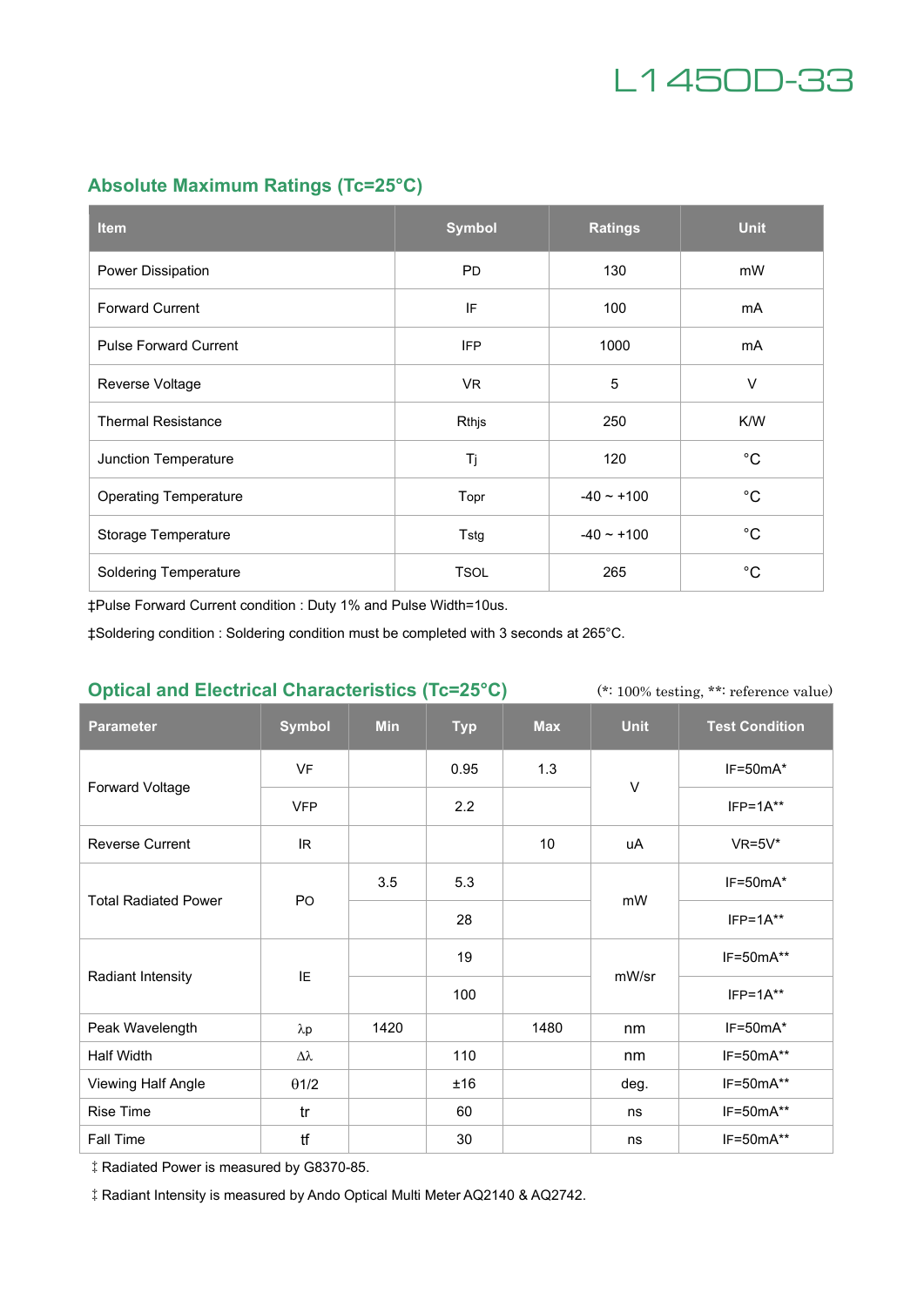# L1450D-33

## Absolute Maximum Ratings (Tc=25°C)

| Item | Symbol | Ratings | Unit |
|---|---|---|---|
| Power Dissipation | PD | 130 | mW |
| Forward Current | IF | 100 | mA |
| Pulse Forward Current | IFP | 1000 | mA |
| Reverse Voltage | VR | 5 | V |
| Thermal Resistance | Rthjs | 250 | K/W |
| Junction Temperature | Tj | 120 | °C |
| Operating Temperature | Topr | -40 ~ +100 | °C |
| Storage Temperature | Tstg | -40 ~ +100 | °C |
| Soldering Temperature | TSOL | 265 | °C |

‡Pulse Forward Current condition : Duty 1% and Pulse Width=10us.

‡Soldering condition : Soldering condition must be completed with 3 seconds at 265°C.

## Optical and Electrical Characteristics (Tc=25°C)

(*: 100% testing, **: reference value)

| Parameter | Symbol | Min | Typ | Max | Unit | Test Condition |
|---|---|---|---|---|---|---|
| Forward Voltage | VF | | 0.95 | 1.3 | V | IF=50mA* |
| | VFP | | 2.2 | | | IFP=1A** |
| Reverse Current | IR | | | 10 | uA | VR=5V* |
| Total Radiated Power | PO | 3.5 | 5.3 | | mW | IF=50mA* |
| | | | 28 | | | IFP=1A** |
| Radiant Intensity | IE | | 19 | | mW/sr | IF=50mA** |
| | | | 100 | | | IFP=1A** |
| Peak Wavelength | λp | 1420 | | 1480 | nm | IF=50mA* |
| Half Width | Δλ | | 110 | | nm | IF=50mA** |
| Viewing Half Angle | θ1/2 | | ±16 | | deg. | IF=50mA** |
| Rise Time | tr | | 60 | | ns | IF=50mA** |
| Fall Time | tf | | 30 | | ns | IF=50mA** |

‡ Radiated Power is measured by G8370-85.

‡ Radiant Intensity is measured by Ando Optical Multi Meter AQ2140 & AQ2742.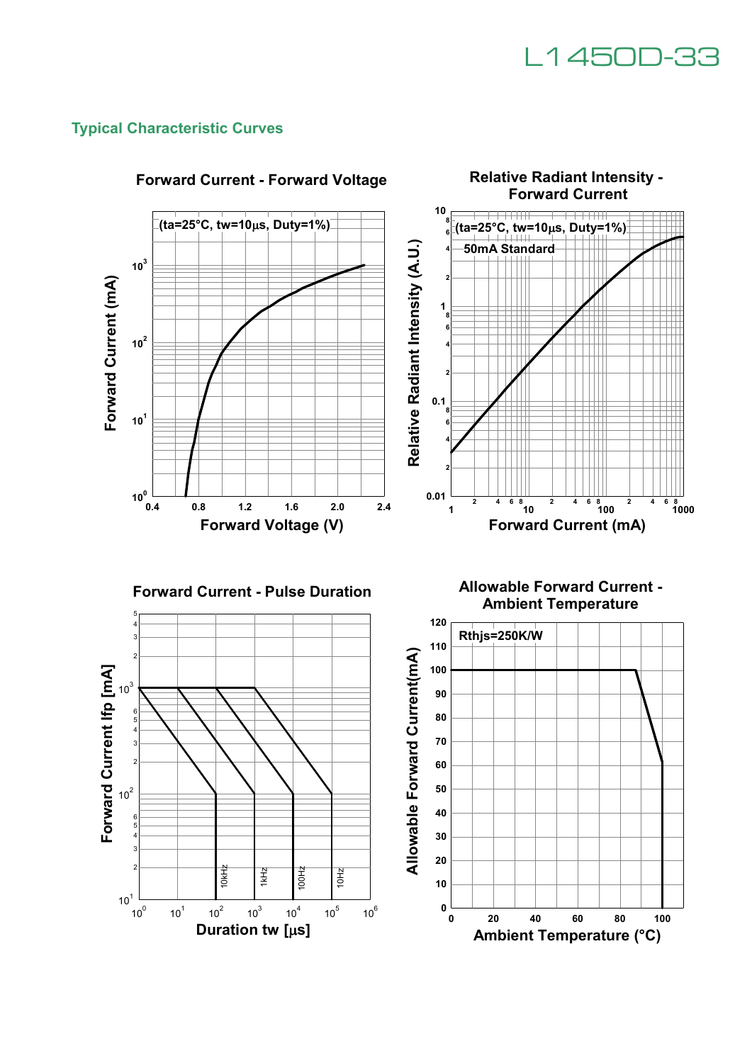## Typical Characteristic Curves

### Forward Current - Forward Voltage

(ta=25°C, tw=10µs, Duty=1%)

Forward Current (mA) vs. Forward Voltage (V)

### Relative Radiant Intensity - Forward Current

(ta=25°C, tw=10µs, Duty=1%)

50mA Standard

Relative Radiant Intensity (A.U.) vs. Forward Current (mA)

### Forward Current - Pulse Duration

Forward Current Ifp [mA] vs. Duration tw [µs]

10kHz, 1kHz, 100Hz, 10Hz

### Allowable Forward Current - Ambient Temperature

Rthjs=250K/W

Allowable Forward Current(mA) vs. Ambient Temperature (°C)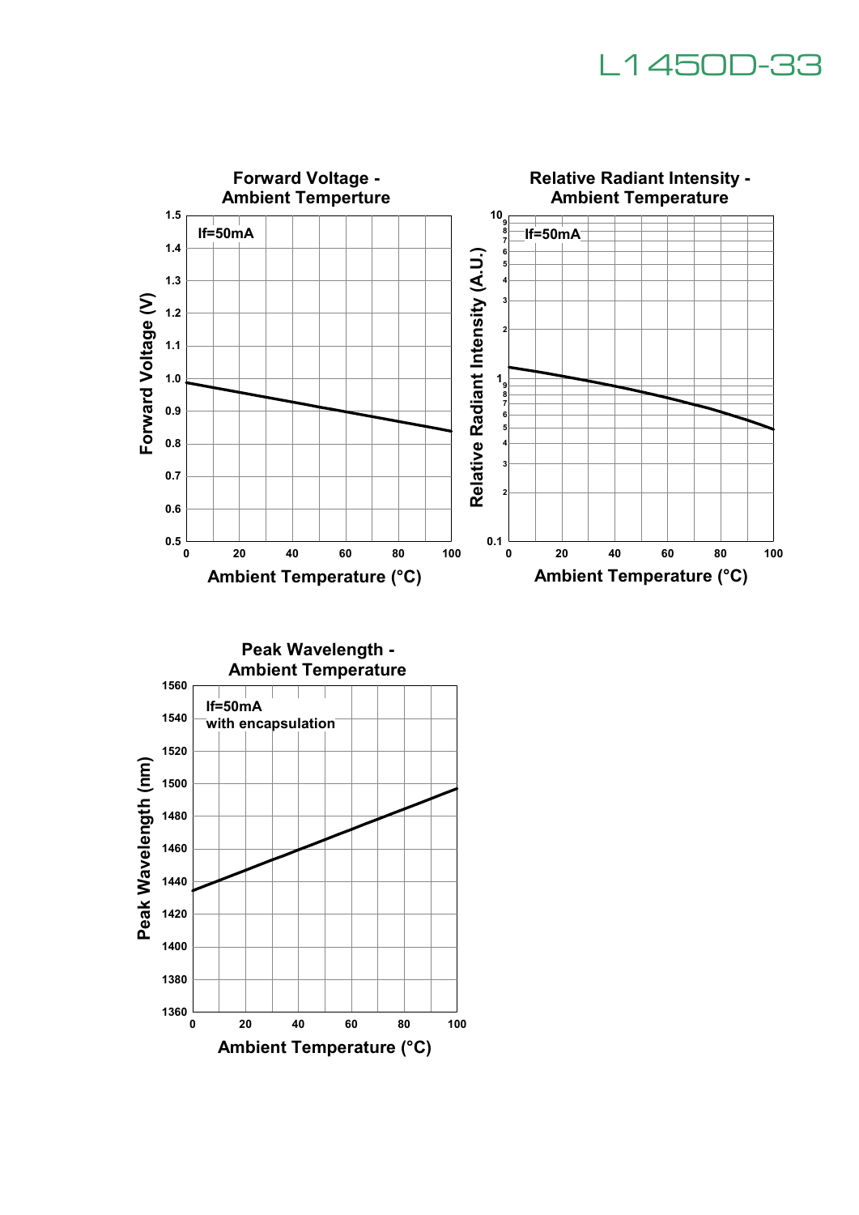**Forward Voltage - Ambient Temperture**

If=50mA

Forward Voltage (V)

Ambient Temperature (°C)

**Relative Radiant Intensity - Ambient Temperature**

If=50mA

Relative Radiant Intensity (A.U.)

Ambient Temperature (°C)

**Peak Wavelength - Ambient Temperature**

If=50mA
with encapsulation

Peak Wavelength (nm)

Ambient Temperature (°C)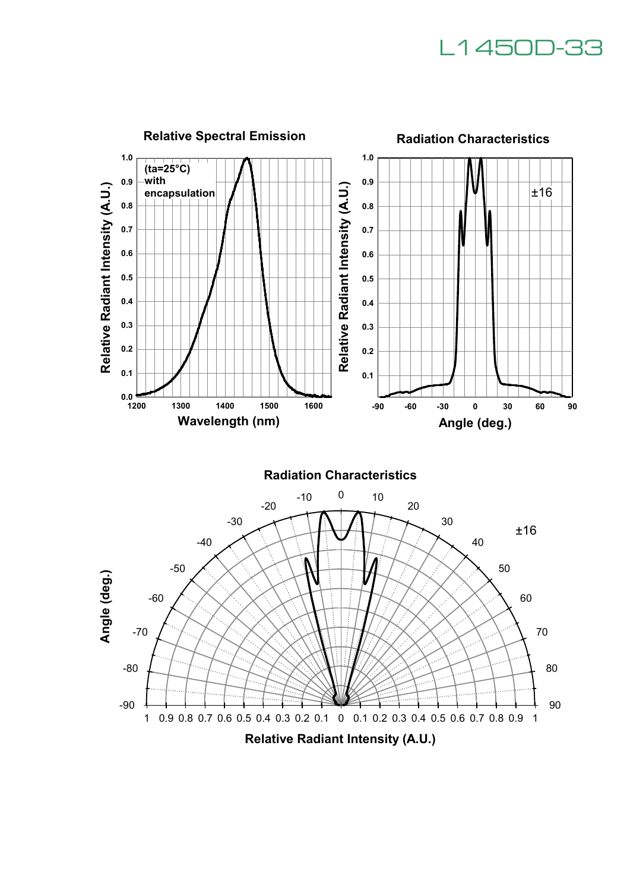# L1450D-33

## Relative Spectral Emission

(ta=25°C)
with
encapsulation

Relative Radiant Intensity (A.U.)

Wavelength (nm)

## Radiation Characteristics

±16

Relative Radiant Intensity (A.U.)

Angle (deg.)

## Radiation Characteristics

±16

Angle (deg.)

Relative Radiant Intensity (A.U.)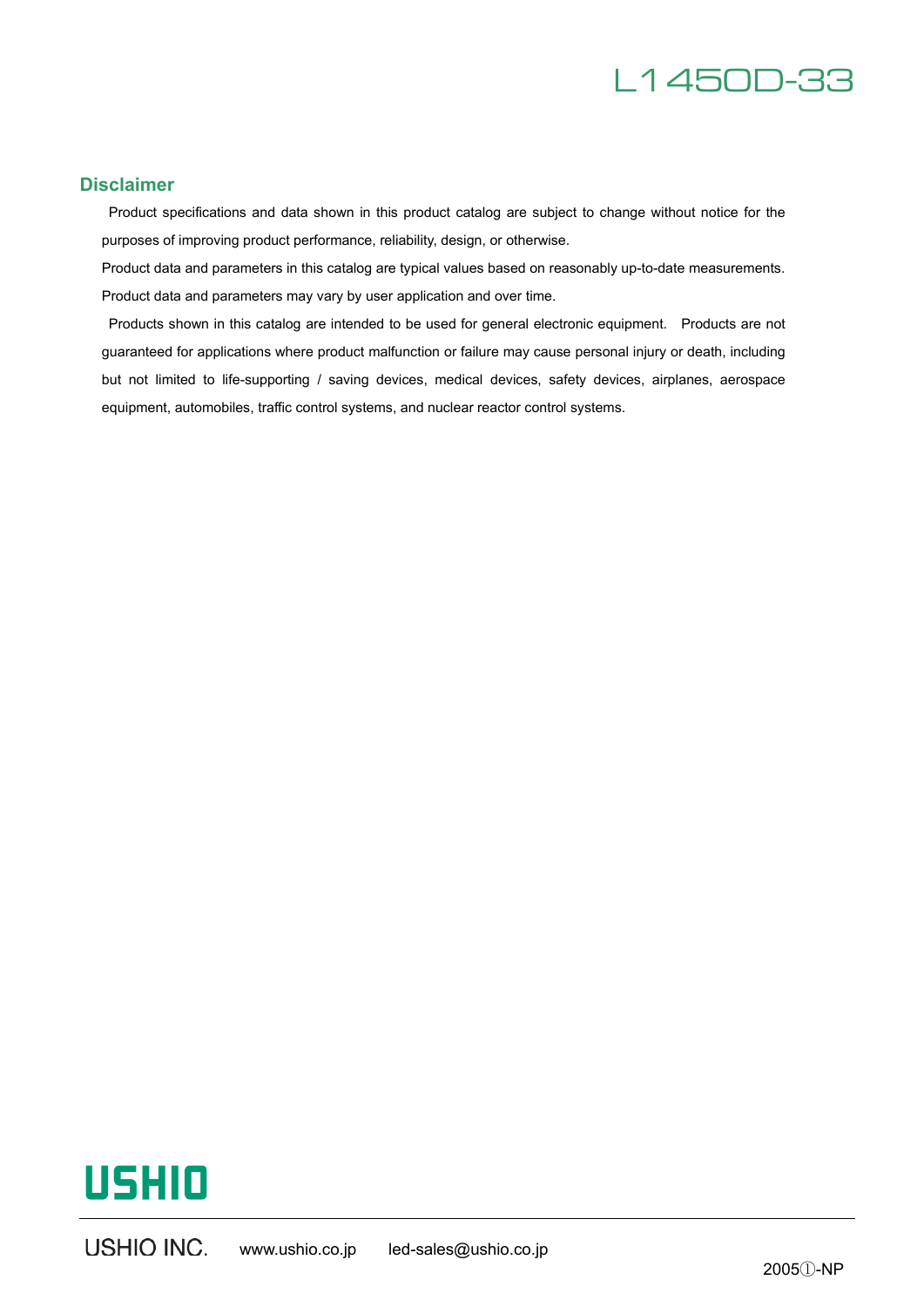## Disclaimer

Product specifications and data shown in this product catalog are subject to change without notice for the purposes of improving product performance, reliability, design, or otherwise.

Product data and parameters in this catalog are typical values based on reasonably up-to-date measurements. Product data and parameters may vary by user application and over time.

Products shown in this catalog are intended to be used for general electronic equipment. Products are not guaranteed for applications where product malfunction or failure may cause personal injury or death, including but not limited to life-supporting / saving devices, medical devices, safety devices, airplanes, aerospace equipment, automobiles, traffic control systems, and nuclear reactor control systems.

USHIO

USHIO INC. www.ushio.co.jp led-sales@ushio.co.jp

2005①-NP